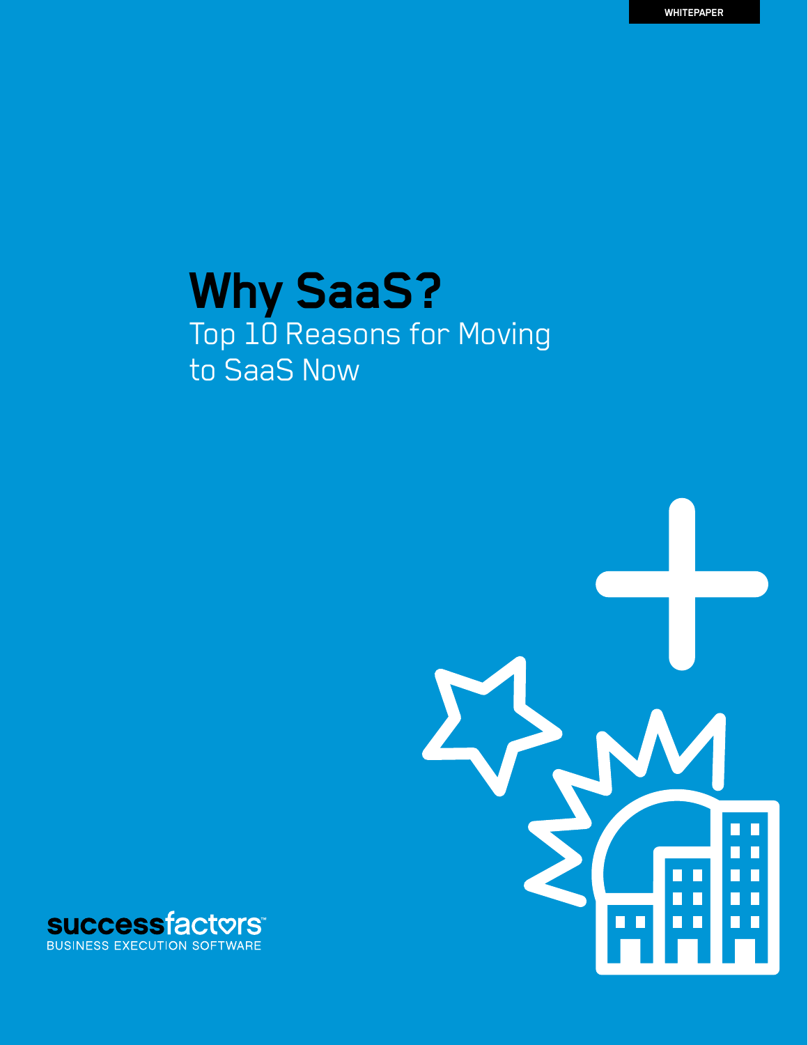WHITEPAPER

# Why SaaS?

## Top 10 Reasons for Moving to SaaS Now

successfactors™
BUSINESS EXECUTION SOFTWARE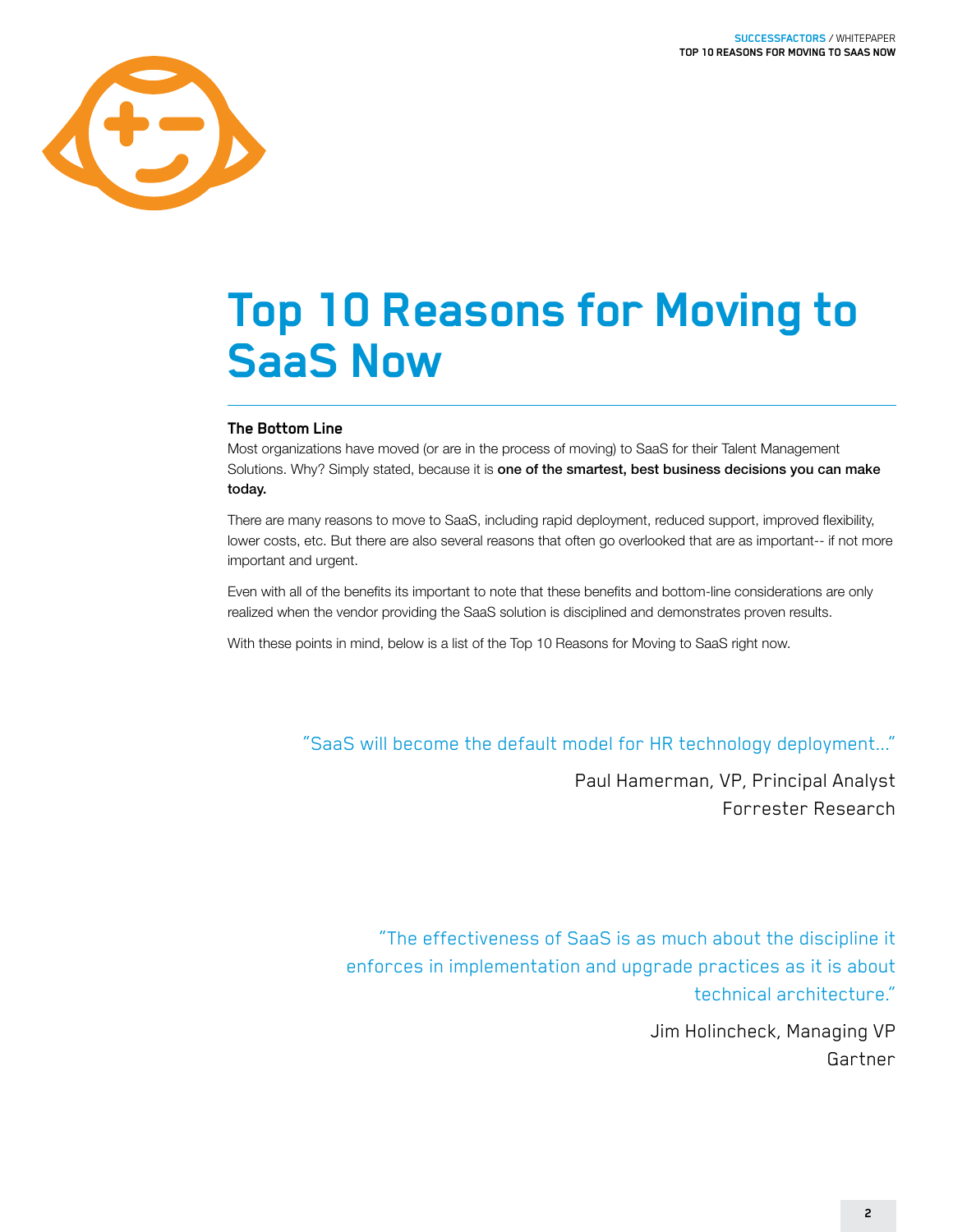# Top 10 Reasons for Moving to SaaS Now

**The Bottom Line**

Most organizations have moved (or are in the process of moving) to SaaS for their Talent Management Solutions. Why? Simply stated, because it is **one of the smartest, best business decisions you can make today.**

There are many reasons to move to SaaS, including rapid deployment, reduced support, improved flexibility, lower costs, etc. But there are also several reasons that often go overlooked that are as important-- if not more important and urgent.

Even with all of the benefits its important to note that these benefits and bottom-line considerations are only realized when the vendor providing the SaaS solution is disciplined and demonstrates proven results.

With these points in mind, below is a list of the Top 10 Reasons for Moving to SaaS right now.

"SaaS will become the default model for HR technology deployment..."

Paul Hamerman, VP, Principal Analyst
Forrester Research

"The effectiveness of SaaS is as much about the discipline it enforces in implementation and upgrade practices as it is about technical architecture."

Jim Holincheck, Managing VP
Gartner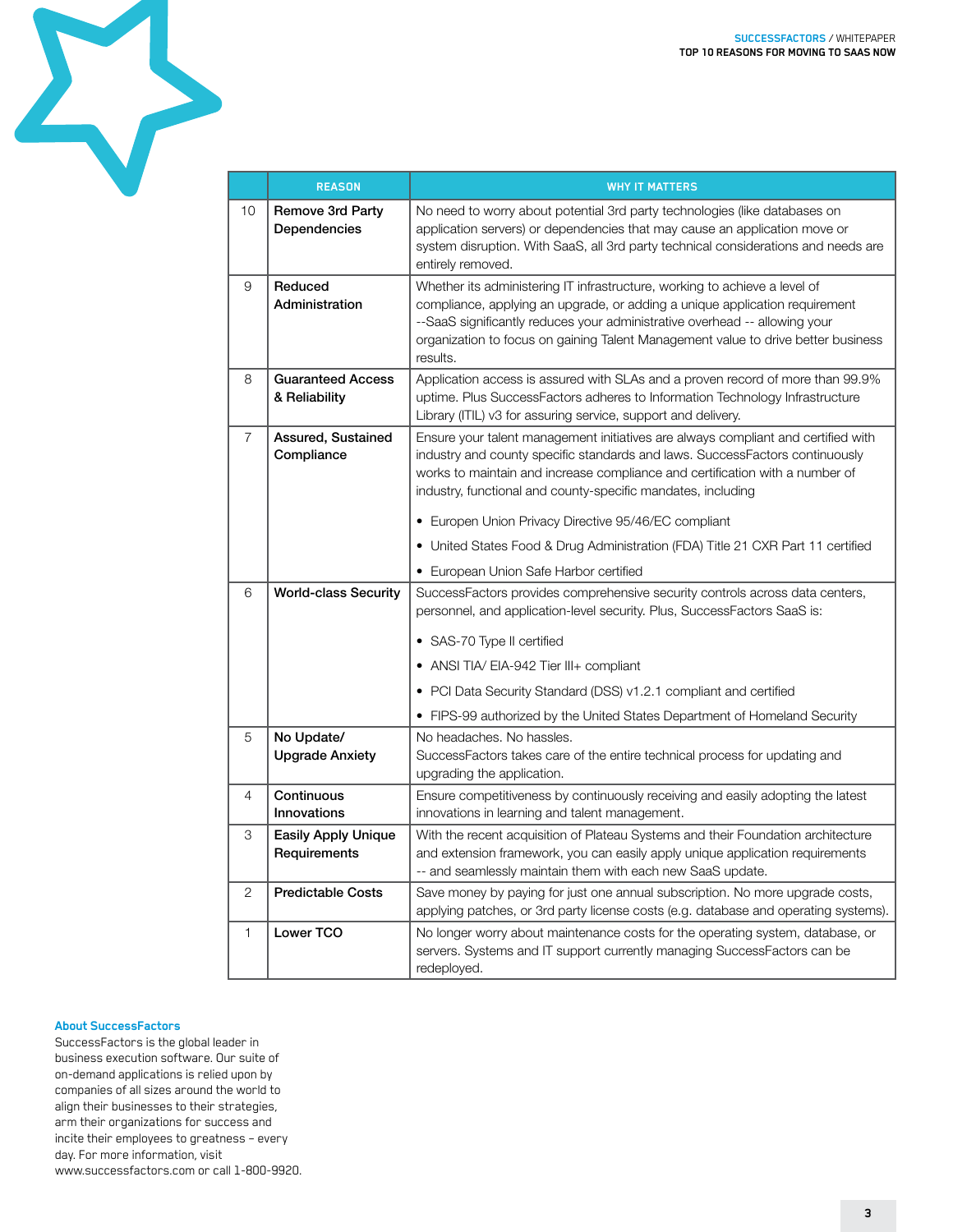| | REASON | WHY IT MATTERS |
|---|---|---|
| 10 | **Remove 3rd Party Dependencies** | No need to worry about potential 3rd party technologies (like databases on application servers) or dependencies that may cause an application move or system disruption. With SaaS, all 3rd party technical considerations and needs are entirely removed. |
| 9 | **Reduced Administration** | Whether its administering IT infrastructure, working to achieve a level of compliance, applying an upgrade, or adding a unique application requirement --SaaS significantly reduces your administrative overhead -- allowing your organization to focus on gaining Talent Management value to drive better business results. |
| 8 | **Guaranteed Access & Reliability** | Application access is assured with SLAs and a proven record of more than 99.9% uptime. Plus SuccessFactors adheres to Information Technology Infrastructure Library (ITIL) v3 for assuring service, support and delivery. |
| 7 | **Assured, Sustained Compliance** | Ensure your talent management initiatives are always compliant and certified with industry and county specific standards and laws. SuccessFactors continuously works to maintain and increase compliance and certification with a number of industry, functional and county-specific mandates, including<br>• Europen Union Privacy Directive 95/46/EC compliant<br>• United States Food & Drug Administration (FDA) Title 21 CXR Part 11 certified<br>• European Union Safe Harbor certified |
| 6 | **World-class Security** | SuccessFactors provides comprehensive security controls across data centers, personnel, and application-level security. Plus, SuccessFactors SaaS is:<br>• SAS-70 Type II certified<br>• ANSI TIA/ EIA-942 Tier III+ compliant<br>• PCI Data Security Standard (DSS) v1.2.1 compliant and certified<br>• FIPS-99 authorized by the United States Department of Homeland Security |
| 5 | **No Update/ Upgrade Anxiety** | No headaches. No hassles.<br>SuccessFactors takes care of the entire technical process for updating and upgrading the application. |
| 4 | **Continuous Innovations** | Ensure competitiveness by continuously receiving and easily adopting the latest innovations in learning and talent management. |
| 3 | **Easily Apply Unique Requirements** | With the recent acquisition of Plateau Systems and their Foundation architecture and extension framework, you can easily apply unique application requirements -- and seamlessly maintain them with each new SaaS update. |
| 2 | **Predictable Costs** | Save money by paying for just one annual subscription. No more upgrade costs, applying patches, or 3rd party license costs (e.g. database and operating systems). |
| 1 | **Lower TCO** | No longer worry about maintenance costs for the operating system, database, or servers. Systems and IT support currently managing SuccessFactors can be redeployed. |

**About SuccessFactors**

SuccessFactors is the global leader in business execution software. Our suite of on-demand applications is relied upon by companies of all sizes around the world to align their businesses to their strategies, arm their organizations for success and incite their employees to greatness – every day. For more information, visit www.successfactors.com or call 1-800-9920.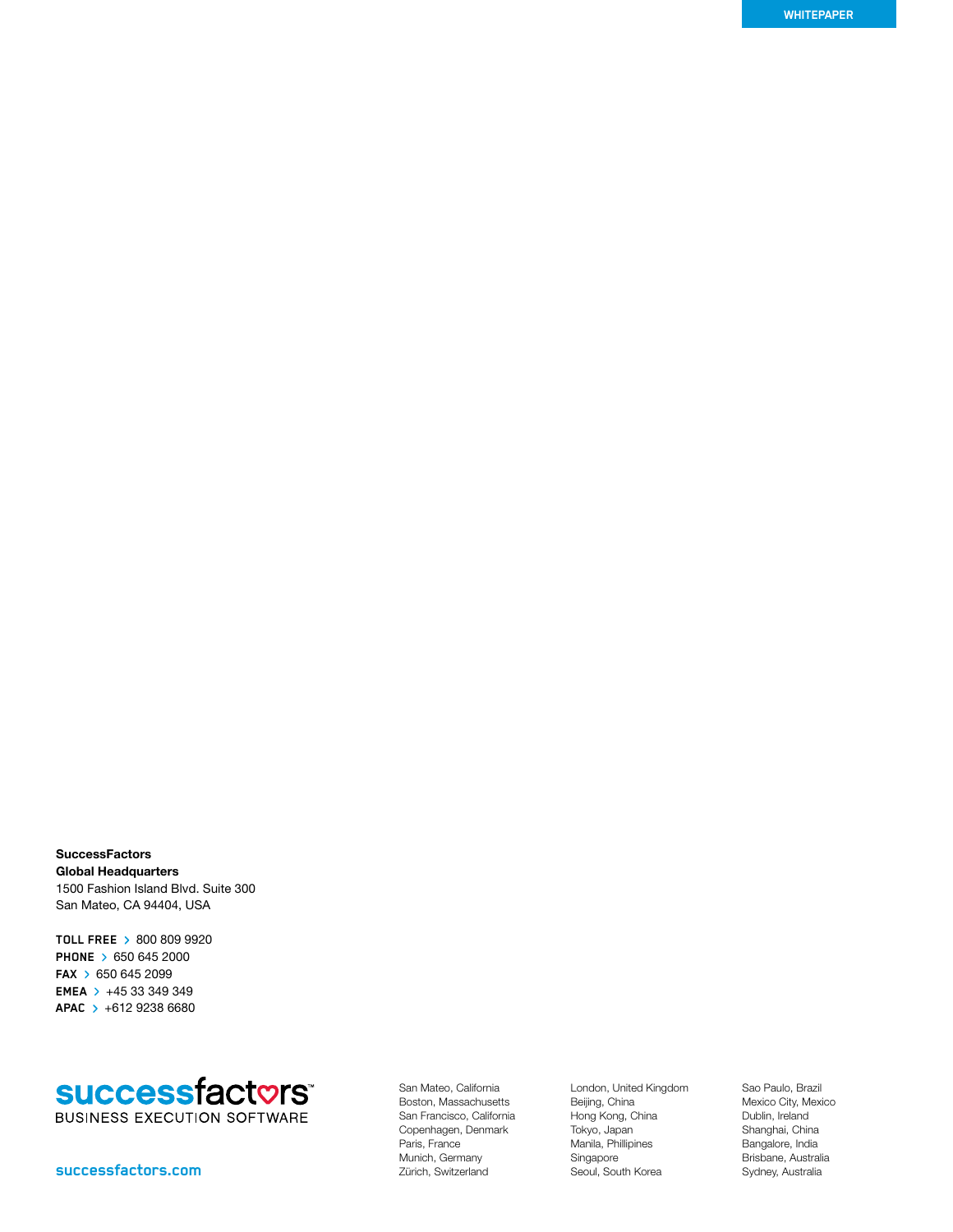WHITEPAPER

**SuccessFactors**
**Global Headquarters**
1500 Fashion Island Blvd. Suite 300
San Mateo, CA 94404, USA

**TOLL FREE** > 800 809 9920
**PHONE** > 650 645 2000
**FAX** > 650 645 2099
**EMEA** > +45 33 349 349
**APAC** > +612 9238 6680

successfactors™
BUSINESS EXECUTION SOFTWARE

successfactors.com

San Mateo, California
Boston, Massachusetts
San Francisco, California
Copenhagen, Denmark
Paris, France
Munich, Germany
Zürich, Switzerland

London, United Kingdom
Beijing, China
Hong Kong, China
Tokyo, Japan
Manila, Phillipines
Singapore
Seoul, South Korea

Sao Paulo, Brazil
Mexico City, Mexico
Dublin, Ireland
Shanghai, China
Bangalore, India
Brisbane, Australia
Sydney, Australia